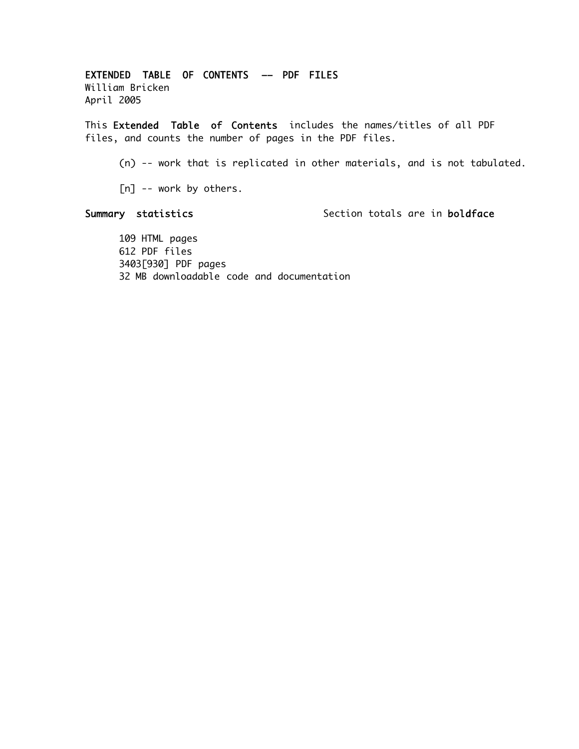# EXTENDED TABLE OF CONTENTS -- PDF FILES

William Bricken
April 2005

This **Extended Table of Contents** includes the names/titles of all PDF files, and counts the number of pages in the PDF files.

(n) -- work that is replicated in other materials, and is not tabulated.

[n] -- work by others.

**Summary statistics** Section totals are in **boldface**

109 HTML pages
612 PDF files
3403[930] PDF pages
32 MB downloadable code and documentation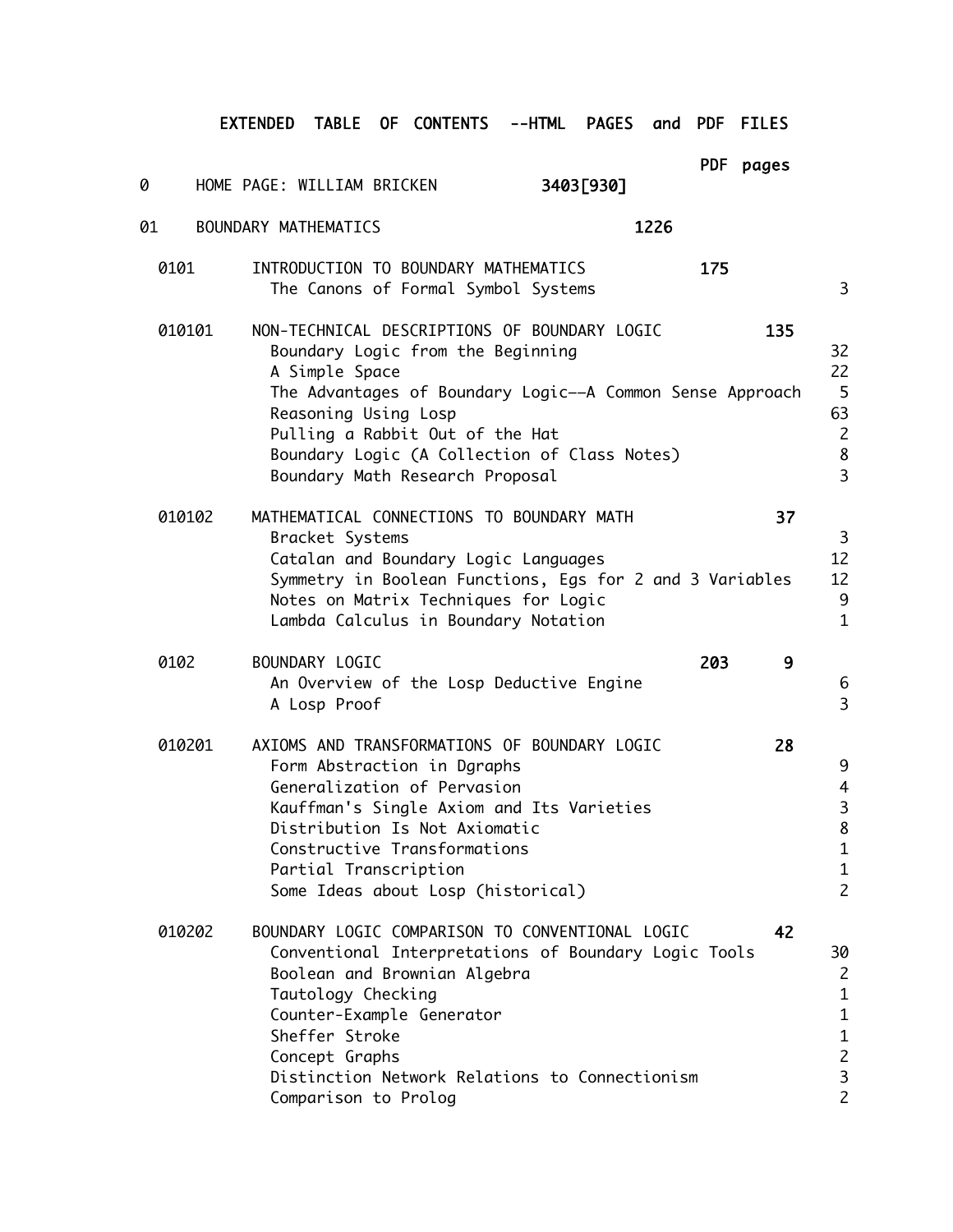# EXTENDED TABLE OF CONTENTS --HTML PAGES and PDF FILES

| | | HTML pages | PDF pages |
|---|---|---|---|
| 0 | HOME PAGE: WILLIAM BRICKEN | 3403[930] | |
| 01 | BOUNDARY MATHEMATICS | 1226 | |
| 0101 | INTRODUCTION TO BOUNDARY MATHEMATICS | 175 | |
| | The Canons of Formal Symbol Systems | | 3 |
| 010101 | NON-TECHNICAL DESCRIPTIONS OF BOUNDARY LOGIC | 135 | |
| | Boundary Logic from the Beginning | | 32 |
| | A Simple Space | | 22 |
| | The Advantages of Boundary Logic--A Common Sense Approach | | 5 |
| | Reasoning Using Losp | | 63 |
| | Pulling a Rabbit Out of the Hat | | 2 |
| | Boundary Logic (A Collection of Class Notes) | | 8 |
| | Boundary Math Research Proposal | | 3 |
| 010102 | MATHEMATICAL CONNECTIONS TO BOUNDARY MATH | 37 | |
| | Bracket Systems | | 3 |
| | Catalan and Boundary Logic Languages | | 12 |
| | Symmetry in Boolean Functions, Egs for 2 and 3 Variables | | 12 |
| | Notes on Matrix Techniques for Logic | | 9 |
| | Lambda Calculus in Boundary Notation | | 1 |
| 0102 | BOUNDARY LOGIC | 203 | 9 |
| | An Overview of the Losp Deductive Engine | | 6 |
| | A Losp Proof | | 3 |
| 010201 | AXIOMS AND TRANSFORMATIONS OF BOUNDARY LOGIC | 28 | |
| | Form Abstraction in Dgraphs | | 9 |
| | Generalization of Pervasion | | 4 |
| | Kauffman's Single Axiom and Its Varieties | | 3 |
| | Distribution Is Not Axiomatic | | 8 |
| | Constructive Transformations | | 1 |
| | Partial Transcription | | 1 |
| | Some Ideas about Losp (historical) | | 2 |
| 010202 | BOUNDARY LOGIC COMPARISON TO CONVENTIONAL LOGIC | 42 | |
| | Conventional Interpretations of Boundary Logic Tools | | 30 |
| | Boolean and Brownian Algebra | | 2 |
| | Tautology Checking | | 1 |
| | Counter-Example Generator | | 1 |
| | Sheffer Stroke | | 1 |
| | Concept Graphs | | 2 |
| | Distinction Network Relations to Connectionism | | 3 |
| | Comparison to Prolog | | 2 |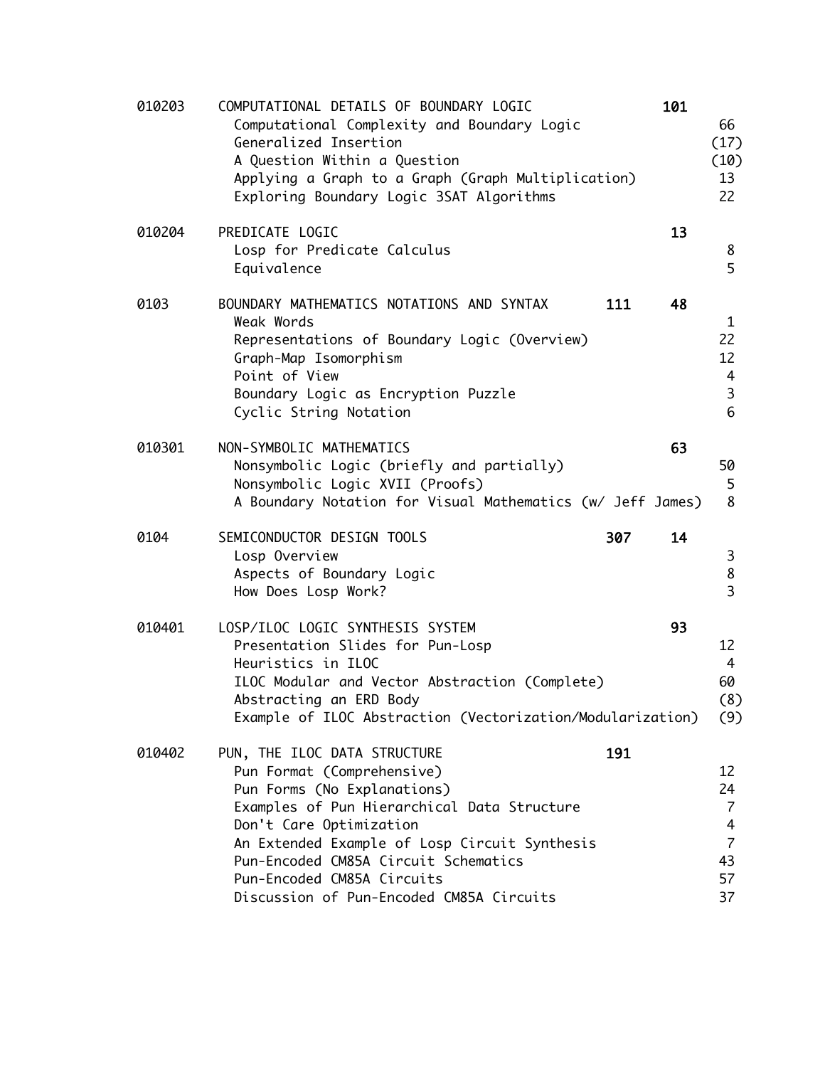| | | | | |
|---|---|---|---|---|
| 010203 | COMPUTATIONAL DETAILS OF BOUNDARY LOGIC | | **101** | |
| | Computational Complexity and Boundary Logic | | | 66 |
| | Generalized Insertion | | | (17) |
| | A Question Within a Question | | | (10) |
| | Applying a Graph to a Graph (Graph Multiplication) | | | 13 |
| | Exploring Boundary Logic 3SAT Algorithms | | | 22 |
| 010204 | PREDICATE LOGIC | | **13** | |
| | Losp for Predicate Calculus | | | 8 |
| | Equivalence | | | 5 |
| 0103 | BOUNDARY MATHEMATICS NOTATIONS AND SYNTAX | **111** | **48** | |
| | Weak Words | | | 1 |
| | Representations of Boundary Logic (Overview) | | | 22 |
| | Graph-Map Isomorphism | | | 12 |
| | Point of View | | | 4 |
| | Boundary Logic as Encryption Puzzle | | | 3 |
| | Cyclic String Notation | | | 6 |
| 010301 | NON-SYMBOLIC MATHEMATICS | | **63** | |
| | Nonsymbolic Logic (briefly and partially) | | | 50 |
| | Nonsymbolic Logic XVII (Proofs) | | | 5 |
| | A Boundary Notation for Visual Mathematics (w/ Jeff James) | | | 8 |
| 0104 | SEMICONDUCTOR DESIGN TOOLS | **307** | **14** | |
| | Losp Overview | | | 3 |
| | Aspects of Boundary Logic | | | 8 |
| | How Does Losp Work? | | | 3 |
| 010401 | LOSP/ILOC LOGIC SYNTHESIS SYSTEM | | **93** | |
| | Presentation Slides for Pun-Losp | | | 12 |
| | Heuristics in ILOC | | | 4 |
| | ILOC Modular and Vector Abstraction (Complete) | | | 60 |
| | Abstracting an ERD Body | | | (8) |
| | Example of ILOC Abstraction (Vectorization/Modularization) | | | (9) |
| 010402 | PUN, THE ILOC DATA STRUCTURE | **191** | | |
| | Pun Format (Comprehensive) | | | 12 |
| | Pun Forms (No Explanations) | | | 24 |
| | Examples of Pun Hierarchical Data Structure | | | 7 |
| | Don't Care Optimization | | | 4 |
| | An Extended Example of Losp Circuit Synthesis | | | 7 |
| | Pun-Encoded CM85A Circuit Schematics | | | 43 |
| | Pun-Encoded CM85A Circuits | | | 57 |
| | Discussion of Pun-Encoded CM85A Circuits | | | 37 |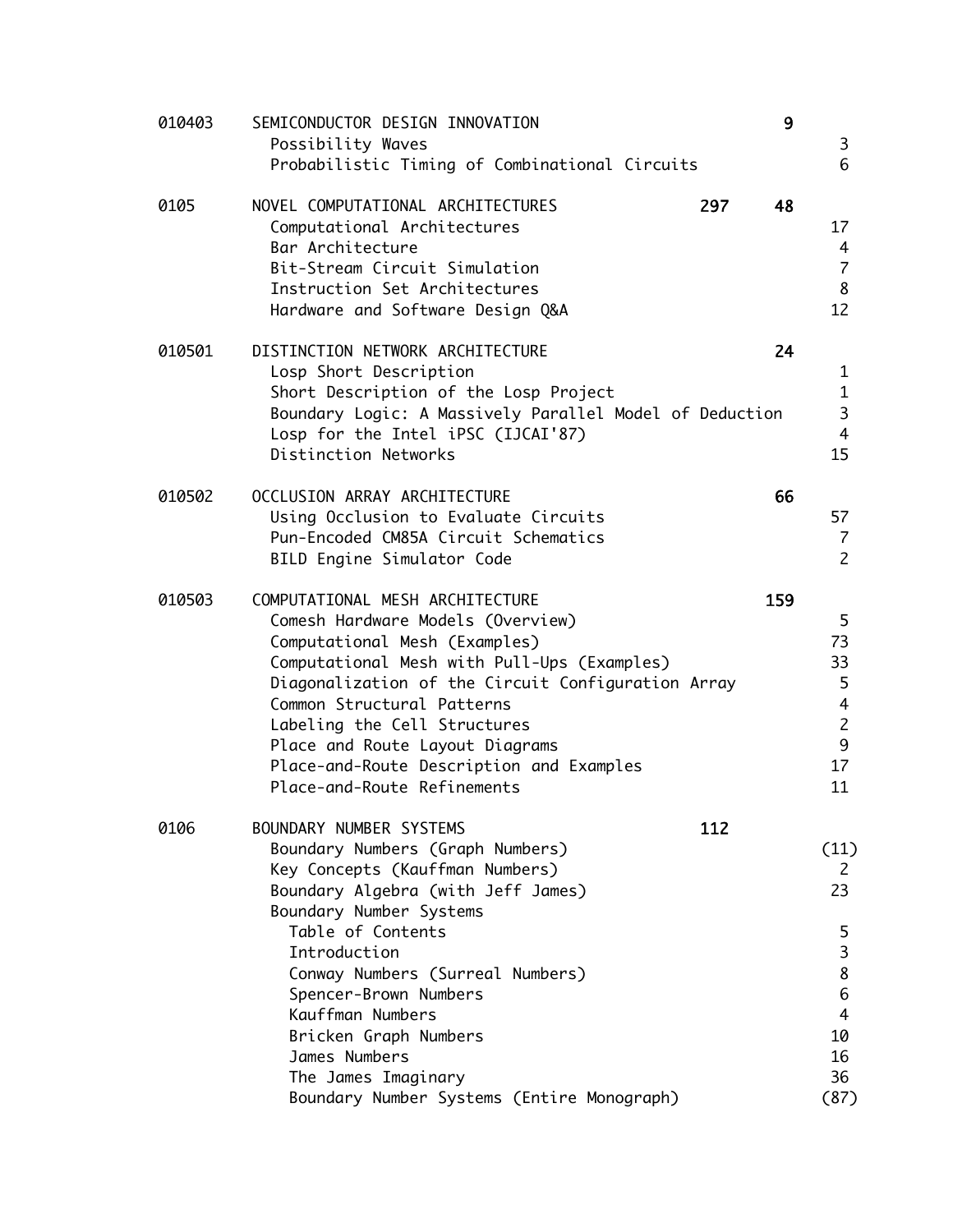| | | | | |
|---|---|---|---|---|
| 010403 | SEMICONDUCTOR DESIGN INNOVATION | | **9** | |
| | Possibility Waves | | | 3 |
| | Probabilistic Timing of Combinational Circuits | | | 6 |
| | | | | |
| 0105 | NOVEL COMPUTATIONAL ARCHITECTURES | **297** | **48** | |
| | Computational Architectures | | | 17 |
| | Bar Architecture | | | 4 |
| | Bit-Stream Circuit Simulation | | | 7 |
| | Instruction Set Architectures | | | 8 |
| | Hardware and Software Design Q&A | | | 12 |
| | | | | |
| 010501 | DISTINCTION NETWORK ARCHITECTURE | | **24** | |
| | Losp Short Description | | | 1 |
| | Short Description of the Losp Project | | | 1 |
| | Boundary Logic: A Massively Parallel Model of Deduction | | | 3 |
| | Losp for the Intel iPSC (IJCAI'87) | | | 4 |
| | Distinction Networks | | | 15 |
| | | | | |
| 010502 | OCCLUSION ARRAY ARCHITECTURE | | **66** | |
| | Using Occlusion to Evaluate Circuits | | | 57 |
| | Pun-Encoded CM85A Circuit Schematics | | | 7 |
| | BILD Engine Simulator Code | | | 2 |
| | | | | |
| 010503 | COMPUTATIONAL MESH ARCHITECTURE | | **159** | |
| | Comesh Hardware Models (Overview) | | | 5 |
| | Computational Mesh (Examples) | | | 73 |
| | Computational Mesh with Pull-Ups (Examples) | | | 33 |
| | Diagonalization of the Circuit Configuration Array | | | 5 |
| | Common Structural Patterns | | | 4 |
| | Labeling the Cell Structures | | | 2 |
| | Place and Route Layout Diagrams | | | 9 |
| | Place-and-Route Description and Examples | | | 17 |
| | Place-and-Route Refinements | | | 11 |
| | | | | |
| 0106 | BOUNDARY NUMBER SYSTEMS | **112** | | |
| | Boundary Numbers (Graph Numbers) | | | (11) |
| | Key Concepts (Kauffman Numbers) | | | 2 |
| | Boundary Algebra (with Jeff James) | | | 23 |
| | Boundary Number Systems | | | |
| | &nbsp;&nbsp;Table of Contents | | | 5 |
| | &nbsp;&nbsp;Introduction | | | 3 |
| | &nbsp;&nbsp;Conway Numbers (Surreal Numbers) | | | 8 |
| | &nbsp;&nbsp;Spencer-Brown Numbers | | | 6 |
| | &nbsp;&nbsp;Kauffman Numbers | | | 4 |
| | &nbsp;&nbsp;Bricken Graph Numbers | | | 10 |
| | &nbsp;&nbsp;James Numbers | | | 16 |
| | &nbsp;&nbsp;The James Imaginary | | | 36 |
| | &nbsp;&nbsp;Boundary Number Systems (Entire Monograph) | | | (87) |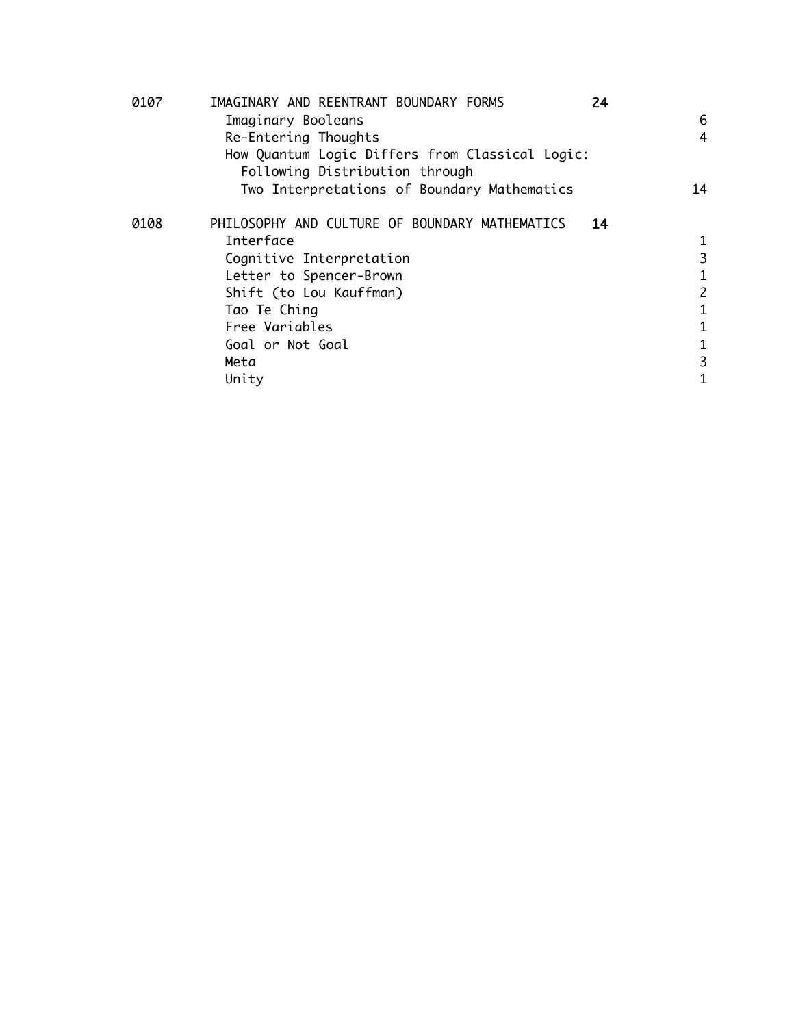| | | | |
|---|---|---|---|
| 0107 | IMAGINARY AND REENTRANT BOUNDARY FORMS | **24** | |
| | Imaginary Booleans | | 6 |
| | Re-Entering Thoughts | | 4 |
| | How Quantum Logic Differs from Classical Logic: Following Distribution through Two Interpretations of Boundary Mathematics | | 14 |
| 0108 | PHILOSOPHY AND CULTURE OF BOUNDARY MATHEMATICS | **14** | |
| | Interface | | 1 |
| | Cognitive Interpretation | | 3 |
| | Letter to Spencer-Brown | | 1 |
| | Shift (to Lou Kauffman) | | 2 |
| | Tao Te Ching | | 1 |
| | Free Variables | | 1 |
| | Goal or Not Goal | | 1 |
| | Meta | | 3 |
| | Unity | | 1 |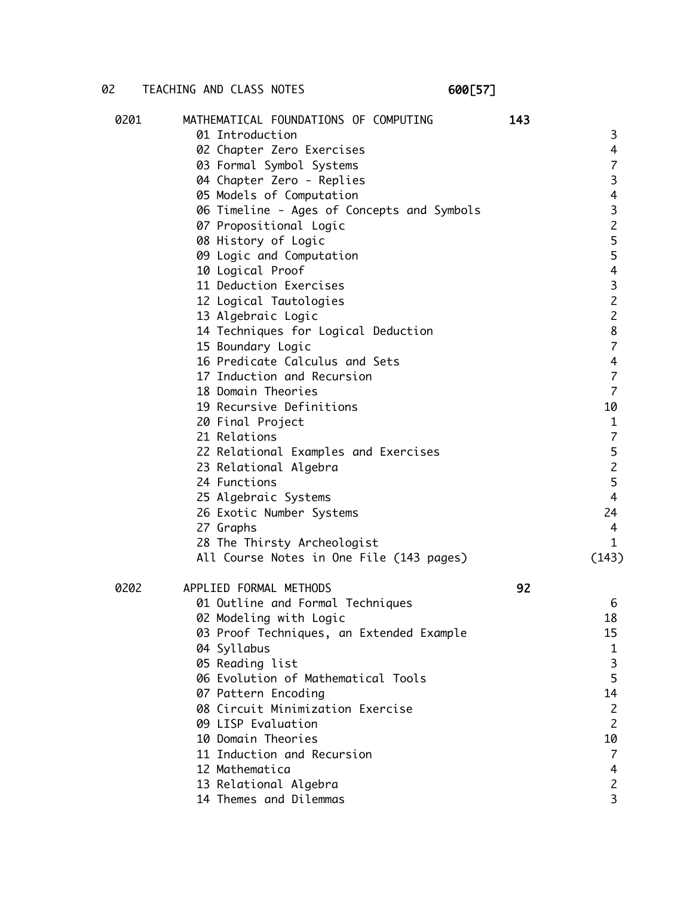## 02 TEACHING AND CLASS NOTES 600[57]

| 0201 | MATHEMATICAL FOUNDATIONS OF COMPUTING | 143 | |
|---|---|---|---|
| | 01 Introduction | | 3 |
| | 02 Chapter Zero Exercises | | 4 |
| | 03 Formal Symbol Systems | | 7 |
| | 04 Chapter Zero - Replies | | 3 |
| | 05 Models of Computation | | 4 |
| | 06 Timeline - Ages of Concepts and Symbols | | 3 |
| | 07 Propositional Logic | | 2 |
| | 08 History of Logic | | 5 |
| | 09 Logic and Computation | | 5 |
| | 10 Logical Proof | | 4 |
| | 11 Deduction Exercises | | 3 |
| | 12 Logical Tautologies | | 2 |
| | 13 Algebraic Logic | | 2 |
| | 14 Techniques for Logical Deduction | | 8 |
| | 15 Boundary Logic | | 7 |
| | 16 Predicate Calculus and Sets | | 4 |
| | 17 Induction and Recursion | | 7 |
| | 18 Domain Theories | | 7 |
| | 19 Recursive Definitions | | 10 |
| | 20 Final Project | | 1 |
| | 21 Relations | | 7 |
| | 22 Relational Examples and Exercises | | 5 |
| | 23 Relational Algebra | | 2 |
| | 24 Functions | | 5 |
| | 25 Algebraic Systems | | 4 |
| | 26 Exotic Number Systems | | 24 |
| | 27 Graphs | | 4 |
| | 28 The Thirsty Archeologist | | 1 |
| | All Course Notes in One File (143 pages) | | (143) |

| 0202 | APPLIED FORMAL METHODS | 92 | |
|---|---|---|---|
| | 01 Outline and Formal Techniques | | 6 |
| | 02 Modeling with Logic | | 18 |
| | 03 Proof Techniques, an Extended Example | | 15 |
| | 04 Syllabus | | 1 |
| | 05 Reading list | | 3 |
| | 06 Evolution of Mathematical Tools | | 5 |
| | 07 Pattern Encoding | | 14 |
| | 08 Circuit Minimization Exercise | | 2 |
| | 09 LISP Evaluation | | 2 |
| | 10 Domain Theories | | 10 |
| | 11 Induction and Recursion | | 7 |
| | 12 Mathematica | | 4 |
| | 13 Relational Algebra | | 2 |
| | 14 Themes and Dilemmas | | 3 |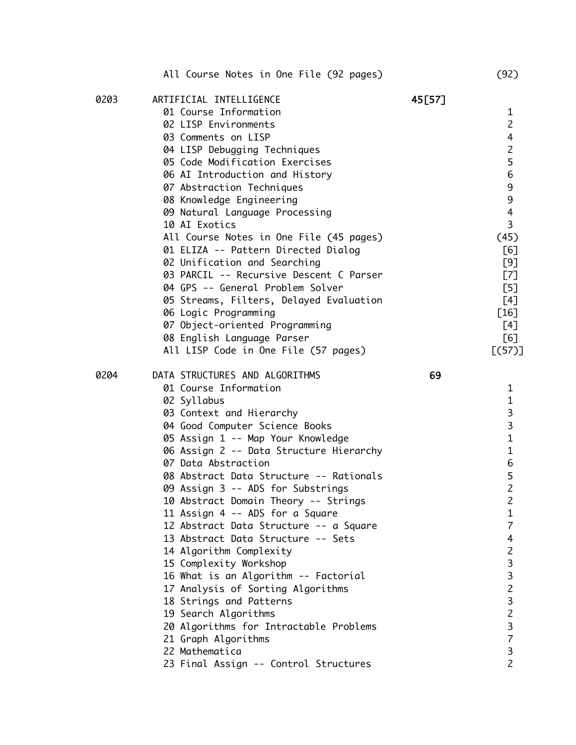| | | | |
|---|---|---|---|
| | All Course Notes in One File (92 pages) | | (92) |
| 0203 | ARTIFICIAL INTELLIGENCE | **45[57]** | |
| | 01 Course Information | | 1 |
| | 02 LISP Environments | | 2 |
| | 03 Comments on LISP | | 4 |
| | 04 LISP Debugging Techniques | | 2 |
| | 05 Code Modification Exercises | | 5 |
| | 06 AI Introduction and History | | 6 |
| | 07 Abstraction Techniques | | 9 |
| | 08 Knowledge Engineering | | 9 |
| | 09 Natural Language Processing | | 4 |
| | 10 AI Exotics | | 3 |
| | All Course Notes in One File (45 pages) | | (45) |
| | 01 ELIZA -- Pattern Directed Dialog | | [6] |
| | 02 Unification and Searching | | [9] |
| | 03 PARCIL -- Recursive Descent C Parser | | [7] |
| | 04 GPS -- General Problem Solver | | [5] |
| | 05 Streams, Filters, Delayed Evaluation | | [4] |
| | 06 Logic Programming | | [16] |
| | 07 Object-oriented Programming | | [4] |
| | 08 English Language Parser | | [6] |
| | All LISP Code in One File (57 pages) | | [(57)] |
| 0204 | DATA STRUCTURES AND ALGORITHMS | **69** | |
| | 01 Course Information | | 1 |
| | 02 Syllabus | | 1 |
| | 03 Context and Hierarchy | | 3 |
| | 04 Good Computer Science Books | | 3 |
| | 05 Assign 1 -- Map Your Knowledge | | 1 |
| | 06 Assign 2 -- Data Structure Hierarchy | | 1 |
| | 07 Data Abstraction | | 6 |
| | 08 Abstract Data Structure -- Rationals | | 5 |
| | 09 Assign 3 -- ADS for Substrings | | 2 |
| | 10 Abstract Domain Theory -- Strings | | 2 |
| | 11 Assign 4 -- ADS for a Square | | 1 |
| | 12 Abstract Data Structure -- a Square | | 7 |
| | 13 Abstract Data Structure -- Sets | | 4 |
| | 14 Algorithm Complexity | | 2 |
| | 15 Complexity Workshop | | 3 |
| | 16 What is an Algorithm -- Factorial | | 3 |
| | 17 Analysis of Sorting Algorithms | | 2 |
| | 18 Strings and Patterns | | 3 |
| | 19 Search Algorithms | | 2 |
| | 20 Algorithms for Intractable Problems | | 3 |
| | 21 Graph Algorithms | | 7 |
| | 22 Mathematica | | 3 |
| | 23 Final Assign -- Control Structures | | 2 |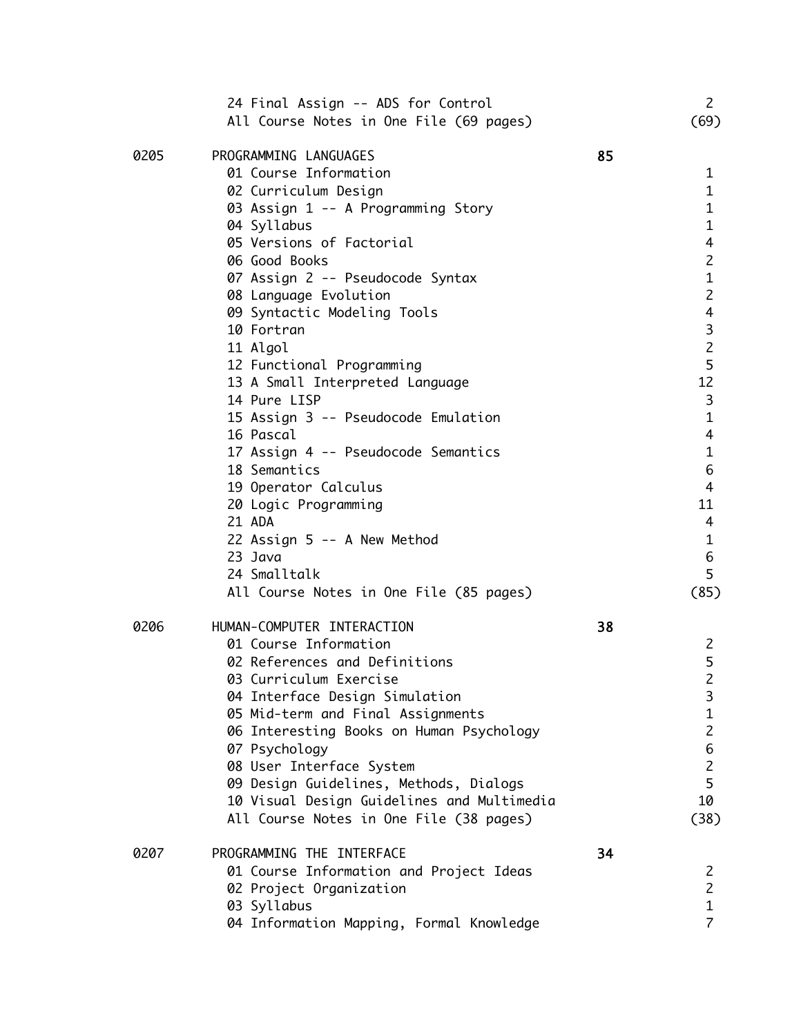| | | | |
|---|---|---|---|
| | 24 Final Assign -- ADS for Control | | 2 |
| | All Course Notes in One File (69 pages) | | (69) |
| 0205 | PROGRAMMING LANGUAGES | **85** | |
| | 01 Course Information | | 1 |
| | 02 Curriculum Design | | 1 |
| | 03 Assign 1 -- A Programming Story | | 1 |
| | 04 Syllabus | | 1 |
| | 05 Versions of Factorial | | 4 |
| | 06 Good Books | | 2 |
| | 07 Assign 2 -- Pseudocode Syntax | | 1 |
| | 08 Language Evolution | | 2 |
| | 09 Syntactic Modeling Tools | | 4 |
| | 10 Fortran | | 3 |
| | 11 Algol | | 2 |
| | 12 Functional Programming | | 5 |
| | 13 A Small Interpreted Language | | 12 |
| | 14 Pure LISP | | 3 |
| | 15 Assign 3 -- Pseudocode Emulation | | 1 |
| | 16 Pascal | | 4 |
| | 17 Assign 4 -- Pseudocode Semantics | | 1 |
| | 18 Semantics | | 6 |
| | 19 Operator Calculus | | 4 |
| | 20 Logic Programming | | 11 |
| | 21 ADA | | 4 |
| | 22 Assign 5 -- A New Method | | 1 |
| | 23 Java | | 6 |
| | 24 Smalltalk | | 5 |
| | All Course Notes in One File (85 pages) | | (85) |
| 0206 | HUMAN-COMPUTER INTERACTION | **38** | |
| | 01 Course Information | | 2 |
| | 02 References and Definitions | | 5 |
| | 03 Curriculum Exercise | | 2 |
| | 04 Interface Design Simulation | | 3 |
| | 05 Mid-term and Final Assignments | | 1 |
| | 06 Interesting Books on Human Psychology | | 2 |
| | 07 Psychology | | 6 |
| | 08 User Interface System | | 2 |
| | 09 Design Guidelines, Methods, Dialogs | | 5 |
| | 10 Visual Design Guidelines and Multimedia | | 10 |
| | All Course Notes in One File (38 pages) | | (38) |
| 0207 | PROGRAMMING THE INTERFACE | **34** | |
| | 01 Course Information and Project Ideas | | 2 |
| | 02 Project Organization | | 2 |
| | 03 Syllabus | | 1 |
| | 04 Information Mapping, Formal Knowledge | | 7 |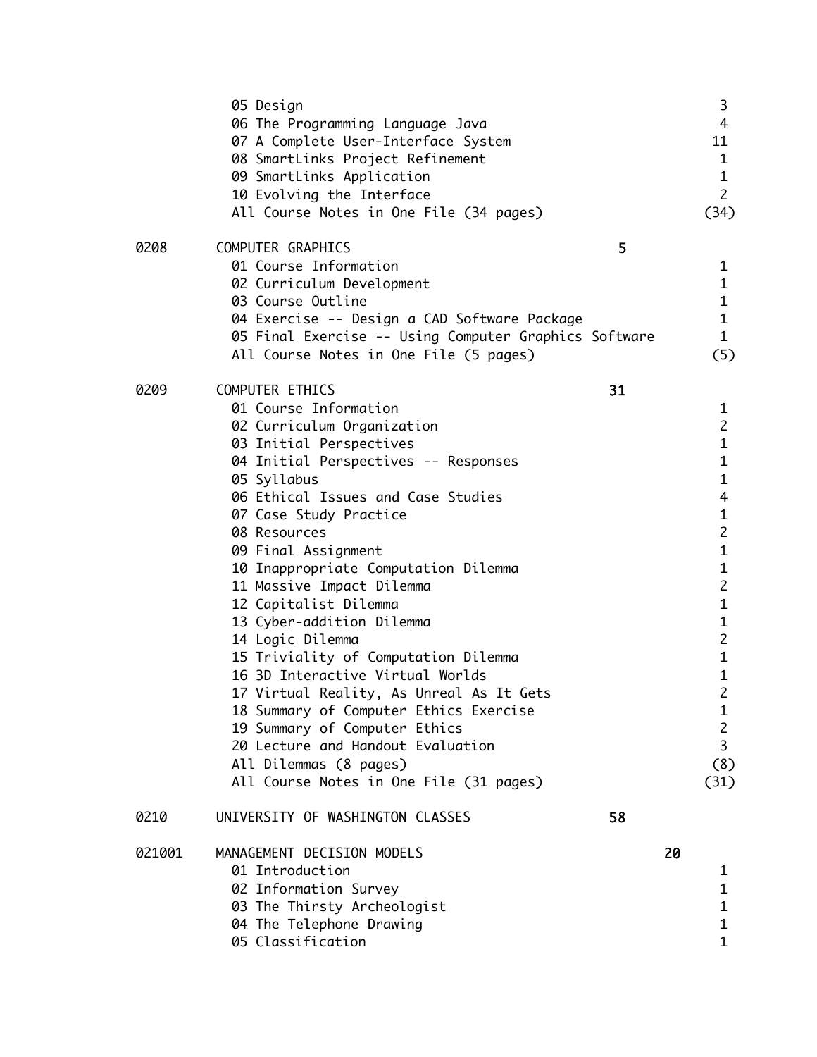| | | | | |
|---|---|---|---|---|
| | 05 Design | | | 3 |
| | 06 The Programming Language Java | | | 4 |
| | 07 A Complete User-Interface System | | | 11 |
| | 08 SmartLinks Project Refinement | | | 1 |
| | 09 SmartLinks Application | | | 1 |
| | 10 Evolving the Interface | | | 2 |
| | All Course Notes in One File (34 pages) | | | (34) |
| 0208 | COMPUTER GRAPHICS | 5 | | |
| | 01 Course Information | | | 1 |
| | 02 Curriculum Development | | | 1 |
| | 03 Course Outline | | | 1 |
| | 04 Exercise -- Design a CAD Software Package | | | 1 |
| | 05 Final Exercise -- Using Computer Graphics Software | | | 1 |
| | All Course Notes in One File (5 pages) | | | (5) |
| 0209 | COMPUTER ETHICS | 31 | | |
| | 01 Course Information | | | 1 |
| | 02 Curriculum Organization | | | 2 |
| | 03 Initial Perspectives | | | 1 |
| | 04 Initial Perspectives -- Responses | | | 1 |
| | 05 Syllabus | | | 1 |
| | 06 Ethical Issues and Case Studies | | | 4 |
| | 07 Case Study Practice | | | 1 |
| | 08 Resources | | | 2 |
| | 09 Final Assignment | | | 1 |
| | 10 Inappropriate Computation Dilemma | | | 1 |
| | 11 Massive Impact Dilemma | | | 2 |
| | 12 Capitalist Dilemma | | | 1 |
| | 13 Cyber-addition Dilemma | | | 1 |
| | 14 Logic Dilemma | | | 2 |
| | 15 Triviality of Computation Dilemma | | | 1 |
| | 16 3D Interactive Virtual Worlds | | | 1 |
| | 17 Virtual Reality, As Unreal As It Gets | | | 2 |
| | 18 Summary of Computer Ethics Exercise | | | 1 |
| | 19 Summary of Computer Ethics | | | 2 |
| | 20 Lecture and Handout Evaluation | | | 3 |
| | All Dilemmas (8 pages) | | | (8) |
| | All Course Notes in One File (31 pages) | | | (31) |
| 0210 | UNIVERSITY OF WASHINGTON CLASSES | 58 | | |
| 021001 | MANAGEMENT DECISION MODELS | | 20 | |
| | 01 Introduction | | | 1 |
| | 02 Information Survey | | | 1 |
| | 03 The Thirsty Archeologist | | | 1 |
| | 04 The Telephone Drawing | | | 1 |
| | 05 Classification | | | 1 |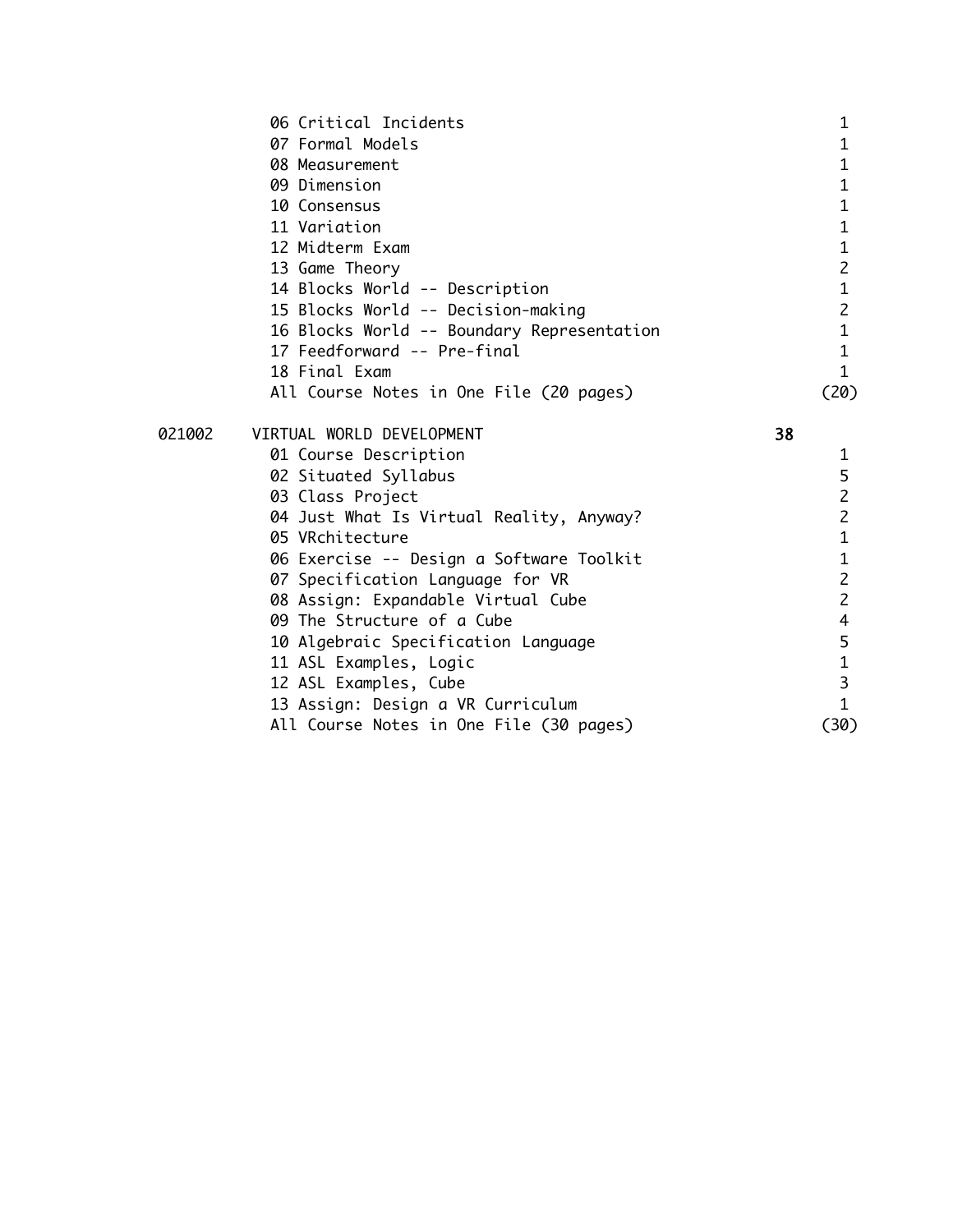| | | | |
|---|---|---|---|
| | 06 Critical Incidents | | 1 |
| | 07 Formal Models | | 1 |
| | 08 Measurement | | 1 |
| | 09 Dimension | | 1 |
| | 10 Consensus | | 1 |
| | 11 Variation | | 1 |
| | 12 Midterm Exam | | 1 |
| | 13 Game Theory | | 2 |
| | 14 Blocks World -- Description | | 1 |
| | 15 Blocks World -- Decision-making | | 2 |
| | 16 Blocks World -- Boundary Representation | | 1 |
| | 17 Feedforward -- Pre-final | | 1 |
| | 18 Final Exam | | 1 |
| | All Course Notes in One File (20 pages) | | (20) |
| 021002 | VIRTUAL WORLD DEVELOPMENT | **38** | |
| | 01 Course Description | | 1 |
| | 02 Situated Syllabus | | 5 |
| | 03 Class Project | | 2 |
| | 04 Just What Is Virtual Reality, Anyway? | | 2 |
| | 05 VRchitecture | | 1 |
| | 06 Exercise -- Design a Software Toolkit | | 1 |
| | 07 Specification Language for VR | | 2 |
| | 08 Assign: Expandable Virtual Cube | | 2 |
| | 09 The Structure of a Cube | | 4 |
| | 10 Algebraic Specification Language | | 5 |
| | 11 ASL Examples, Logic | | 1 |
| | 12 ASL Examples, Cube | | 3 |
| | 13 Assign: Design a VR Curriculum | | 1 |
| | All Course Notes in One File (30 pages) | | (30) |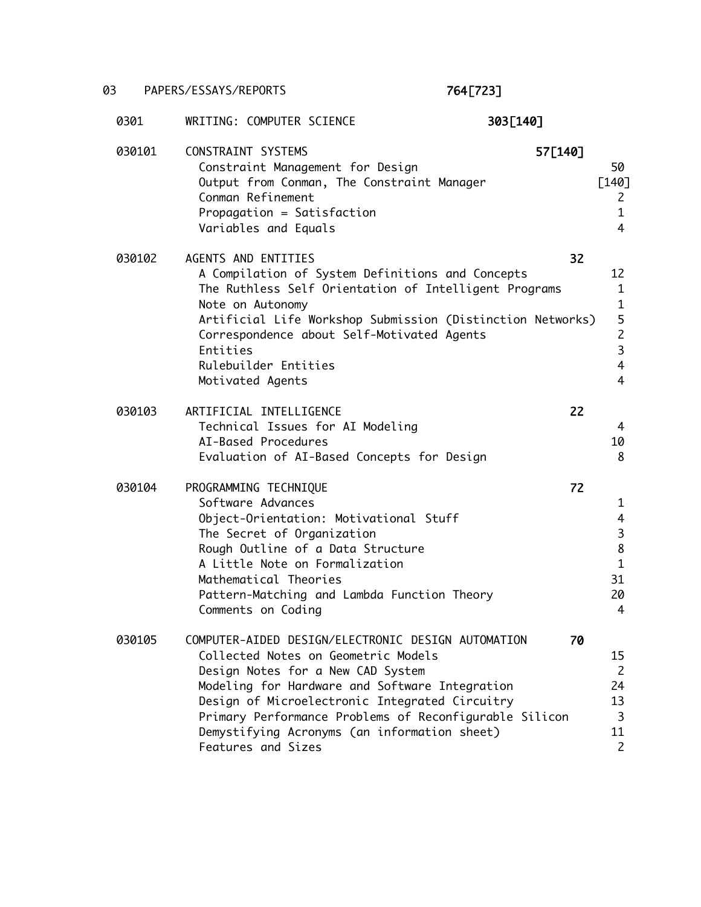## 03 PAPERS/ESSAYS/REPORTS **764[723]**

### 0301 WRITING: COMPUTER SCIENCE **303[140]**

#### 030101 CONSTRAINT SYSTEMS **57[140]**

| Title | Pages |
|---|---|
| Constraint Management for Design | 50 |
| Output from Conman, The Constraint Manager | [140] |
| Conman Refinement | 2 |
| Propagation = Satisfaction | 1 |
| Variables and Equals | 4 |

#### 030102 AGENTS AND ENTITIES **32**

| Title | Pages |
|---|---|
| A Compilation of System Definitions and Concepts | 12 |
| The Ruthless Self Orientation of Intelligent Programs | 1 |
| Note on Autonomy | 1 |
| Artificial Life Workshop Submission (Distinction Networks) | 5 |
| Correspondence about Self-Motivated Agents | 2 |
| Entities | 3 |
| Rulebuilder Entities | 4 |
| Motivated Agents | 4 |

#### 030103 ARTIFICIAL INTELLIGENCE **22**

| Title | Pages |
|---|---|
| Technical Issues for AI Modeling | 4 |
| AI-Based Procedures | 10 |
| Evaluation of AI-Based Concepts for Design | 8 |

#### 030104 PROGRAMMING TECHNIQUE **72**

| Title | Pages |
|---|---|
| Software Advances | 1 |
| Object-Orientation: Motivational Stuff | 4 |
| The Secret of Organization | 3 |
| Rough Outline of a Data Structure | 8 |
| A Little Note on Formalization | 1 |
| Mathematical Theories | 31 |
| Pattern-Matching and Lambda Function Theory | 20 |
| Comments on Coding | 4 |

#### 030105 COMPUTER-AIDED DESIGN/ELECTRONIC DESIGN AUTOMATION **70**

| Title | Pages |
|---|---|
| Collected Notes on Geometric Models | 15 |
| Design Notes for a New CAD System | 2 |
| Modeling for Hardware and Software Integration | 24 |
| Design of Microelectronic Integrated Circuitry | 13 |
| Primary Performance Problems of Reconfigurable Silicon | 3 |
| Demystifying Acronyms (an information sheet) | 11 |
| Features and Sizes | 2 |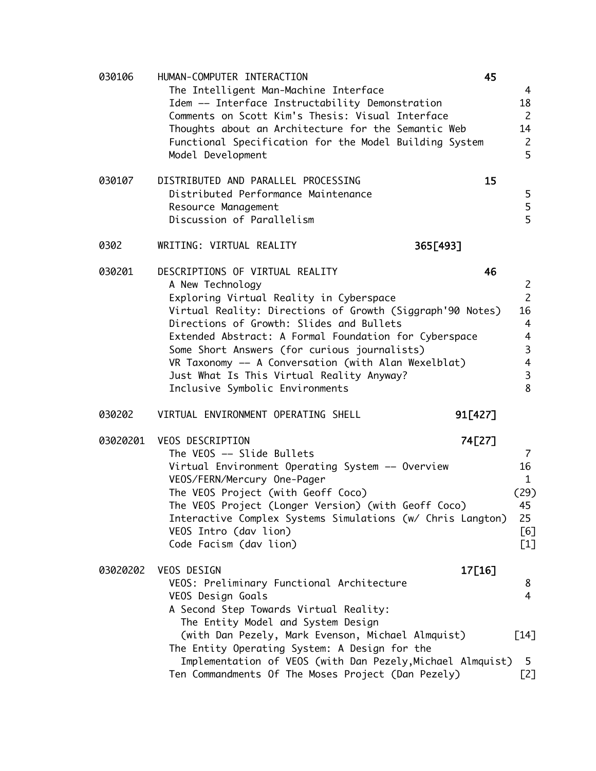| | | | |
|---|---|---|---|
| 030106 | **HUMAN-COMPUTER INTERACTION** | **45** | |
| | The Intelligent Man-Machine Interface | | 4 |
| | Idem -- Interface Instructability Demonstration | | 18 |
| | Comments on Scott Kim's Thesis: Visual Interface | | 2 |
| | Thoughts about an Architecture for the Semantic Web | | 14 |
| | Functional Specification for the Model Building System | | 2 |
| | Model Development | | 5 |
| 030107 | **DISTRIBUTED AND PARALLEL PROCESSING** | **15** | |
| | Distributed Performance Maintenance | | 5 |
| | Resource Management | | 5 |
| | Discussion of Parallelism | | 5 |
| 0302 | **WRITING: VIRTUAL REALITY** | **365[493]** | |
| 030201 | **DESCRIPTIONS OF VIRTUAL REALITY** | **46** | |
| | A New Technology | | 2 |
| | Exploring Virtual Reality in Cyberspace | | 2 |
| | Virtual Reality: Directions of Growth (Siggraph'90 Notes) | | 16 |
| | Directions of Growth: Slides and Bullets | | 4 |
| | Extended Abstract: A Formal Foundation for Cyberspace | | 4 |
| | Some Short Answers (for curious journalists) | | 3 |
| | VR Taxonomy -- A Conversation (with Alan Wexelblat) | | 4 |
| | Just What Is This Virtual Reality Anyway? | | 3 |
| | Inclusive Symbolic Environments | | 8 |
| 030202 | **VIRTUAL ENVIRONMENT OPERATING SHELL** | **91[427]** | |
| 03020201 | **VEOS DESCRIPTION** | **74[27]** | |
| | The VEOS -- Slide Bullets | | 7 |
| | Virtual Environment Operating System -- Overview | | 16 |
| | VEOS/FERN/Mercury One-Pager | | 1 |
| | The VEOS Project (with Geoff Coco) | | (29) |
| | The VEOS Project (Longer Version) (with Geoff Coco) | | 45 |
| | Interactive Complex Systems Simulations (w/ Chris Langton) | | 25 |
| | VEOS Intro (dav lion) | | [6] |
| | Code Facism (dav lion) | | [1] |
| 03020202 | **VEOS DESIGN** | **17[16]** | |
| | VEOS: Preliminary Functional Architecture | | 8 |
| | VEOS Design Goals | | 4 |
| | A Second Step Towards Virtual Reality: The Entity Model and System Design (with Dan Pezely, Mark Evenson, Michael Almquist) | | [14] |
| | The Entity Operating System: A Design for the Implementation of VEOS (with Dan Pezely,Michael Almquist) | | 5 |
| | Ten Commandments Of The Moses Project (Dan Pezely) | | [2] |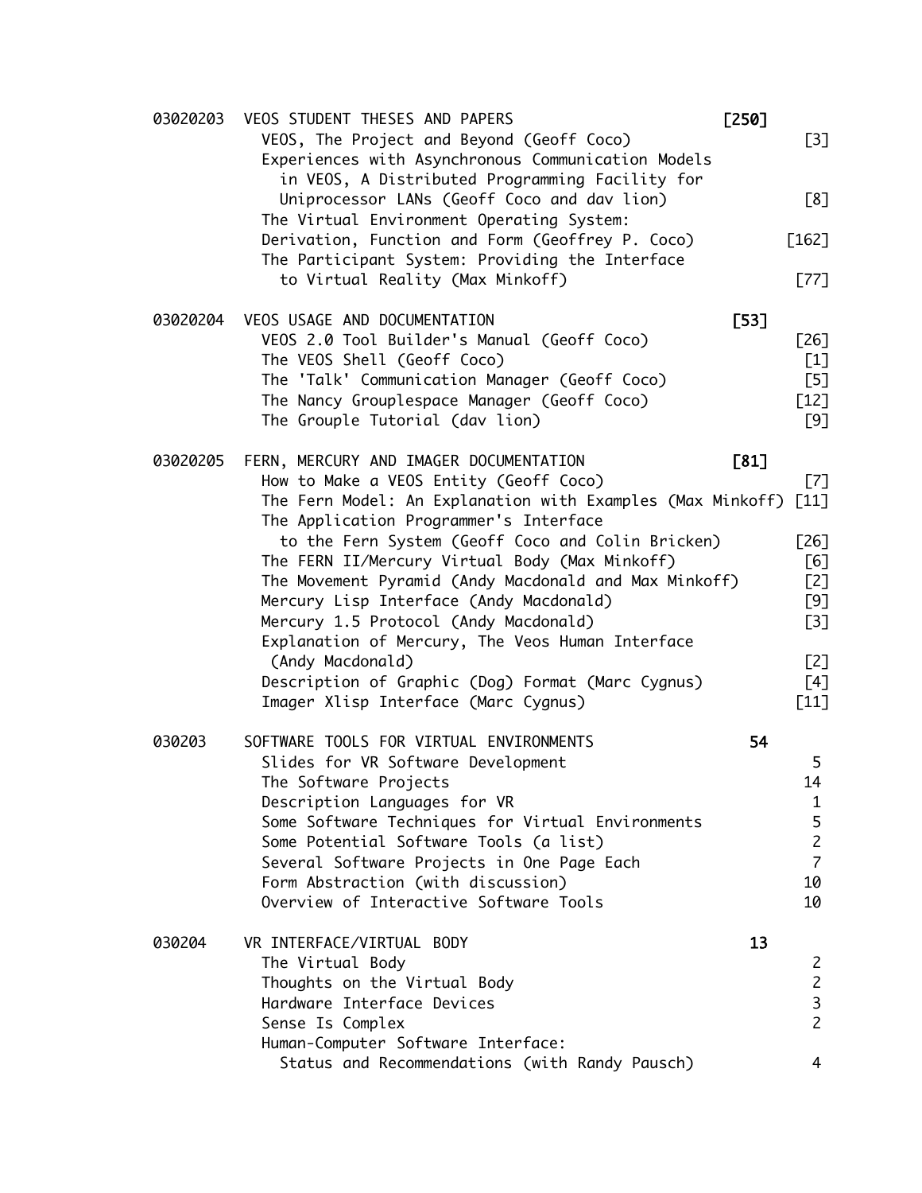| | | | |
|---|---|---|---|
| 03020203 | **VEOS STUDENT THESES AND PAPERS** | **[250]** | |
| | VEOS, The Project and Beyond (Geoff Coco) | | [3] |
| | Experiences with Asynchronous Communication Models in VEOS, A Distributed Programming Facility for Uniprocessor LANs (Geoff Coco and dav lion) | | [8] |
| | The Virtual Environment Operating System: Derivation, Function and Form (Geoffrey P. Coco) | | [162] |
| | The Participant System: Providing the Interface to Virtual Reality (Max Minkoff) | | [77] |
| 03020204 | **VEOS USAGE AND DOCUMENTATION** | **[53]** | |
| | VEOS 2.0 Tool Builder's Manual (Geoff Coco) | | [26] |
| | The VEOS Shell (Geoff Coco) | | [1] |
| | The 'Talk' Communication Manager (Geoff Coco) | | [5] |
| | The Nancy Grouplespace Manager (Geoff Coco) | | [12] |
| | The Grouple Tutorial (dav lion) | | [9] |
| 03020205 | **FERN, MERCURY AND IMAGER DOCUMENTATION** | **[81]** | |
| | How to Make a VEOS Entity (Geoff Coco) | | [7] |
| | The Fern Model: An Explanation with Examples (Max Minkoff) | | [11] |
| | The Application Programmer's Interface to the Fern System (Geoff Coco and Colin Bricken) | | [26] |
| | The FERN II/Mercury Virtual Body (Max Minkoff) | | [6] |
| | The Movement Pyramid (Andy Macdonald and Max Minkoff) | | [2] |
| | Mercury Lisp Interface (Andy Macdonald) | | [9] |
| | Mercury 1.5 Protocol (Andy Macdonald) | | [3] |
| | Explanation of Mercury, The Veos Human Interface (Andy Macdonald) | | [2] |
| | Description of Graphic (Dog) Format (Marc Cygnus) | | [4] |
| | Imager Xlisp Interface (Marc Cygnus) | | [11] |
| 030203 | **SOFTWARE TOOLS FOR VIRTUAL ENVIRONMENTS** | **54** | |
| | Slides for VR Software Development | | 5 |
| | The Software Projects | | 14 |
| | Description Languages for VR | | 1 |
| | Some Software Techniques for Virtual Environments | | 5 |
| | Some Potential Software Tools (a list) | | 2 |
| | Several Software Projects in One Page Each | | 7 |
| | Form Abstraction (with discussion) | | 10 |
| | Overview of Interactive Software Tools | | 10 |
| 030204 | **VR INTERFACE/VIRTUAL BODY** | **13** | |
| | The Virtual Body | | 2 |
| | Thoughts on the Virtual Body | | 2 |
| | Hardware Interface Devices | | 3 |
| | Sense Is Complex | | 2 |
| | Human-Computer Software Interface: Status and Recommendations (with Randy Pausch) | | 4 |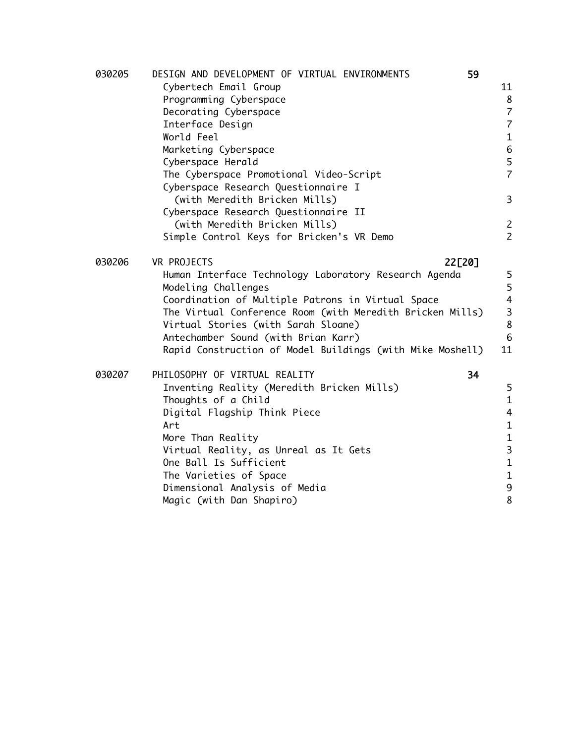| | | | |
|---|---|---|---|
| 030205 | DESIGN AND DEVELOPMENT OF VIRTUAL ENVIRONMENTS | **59** | |
| | Cybertech Email Group | | 11 |
| | Programming Cyberspace | | 8 |
| | Decorating Cyberspace | | 7 |
| | Interface Design | | 7 |
| | World Feel | | 1 |
| | Marketing Cyberspace | | 6 |
| | Cyberspace Herald | | 5 |
| | The Cyberspace Promotional Video-Script | | 7 |
| | Cyberspace Research Questionnaire I (with Meredith Bricken Mills) | | 3 |
| | Cyberspace Research Questionnaire II (with Meredith Bricken Mills) | | 2 |
| | Simple Control Keys for Bricken's VR Demo | | 2 |
| 030206 | VR PROJECTS | **22[20]** | |
| | Human Interface Technology Laboratory Research Agenda | | 5 |
| | Modeling Challenges | | 5 |
| | Coordination of Multiple Patrons in Virtual Space | | 4 |
| | The Virtual Conference Room (with Meredith Bricken Mills) | | 3 |
| | Virtual Stories (with Sarah Sloane) | | 8 |
| | Antechamber Sound (with Brian Karr) | | 6 |
| | Rapid Construction of Model Buildings (with Mike Moshell) | | 11 |
| 030207 | PHILOSOPHY OF VIRTUAL REALITY | **34** | |
| | Inventing Reality (Meredith Bricken Mills) | | 5 |
| | Thoughts of a Child | | 1 |
| | Digital Flagship Think Piece | | 4 |
| | Art | | 1 |
| | More Than Reality | | 1 |
| | Virtual Reality, as Unreal as It Gets | | 3 |
| | One Ball Is Sufficient | | 1 |
| | The Varieties of Space | | 1 |
| | Dimensional Analysis of Media | | 9 |
| | Magic (with Dan Shapiro) | | 8 |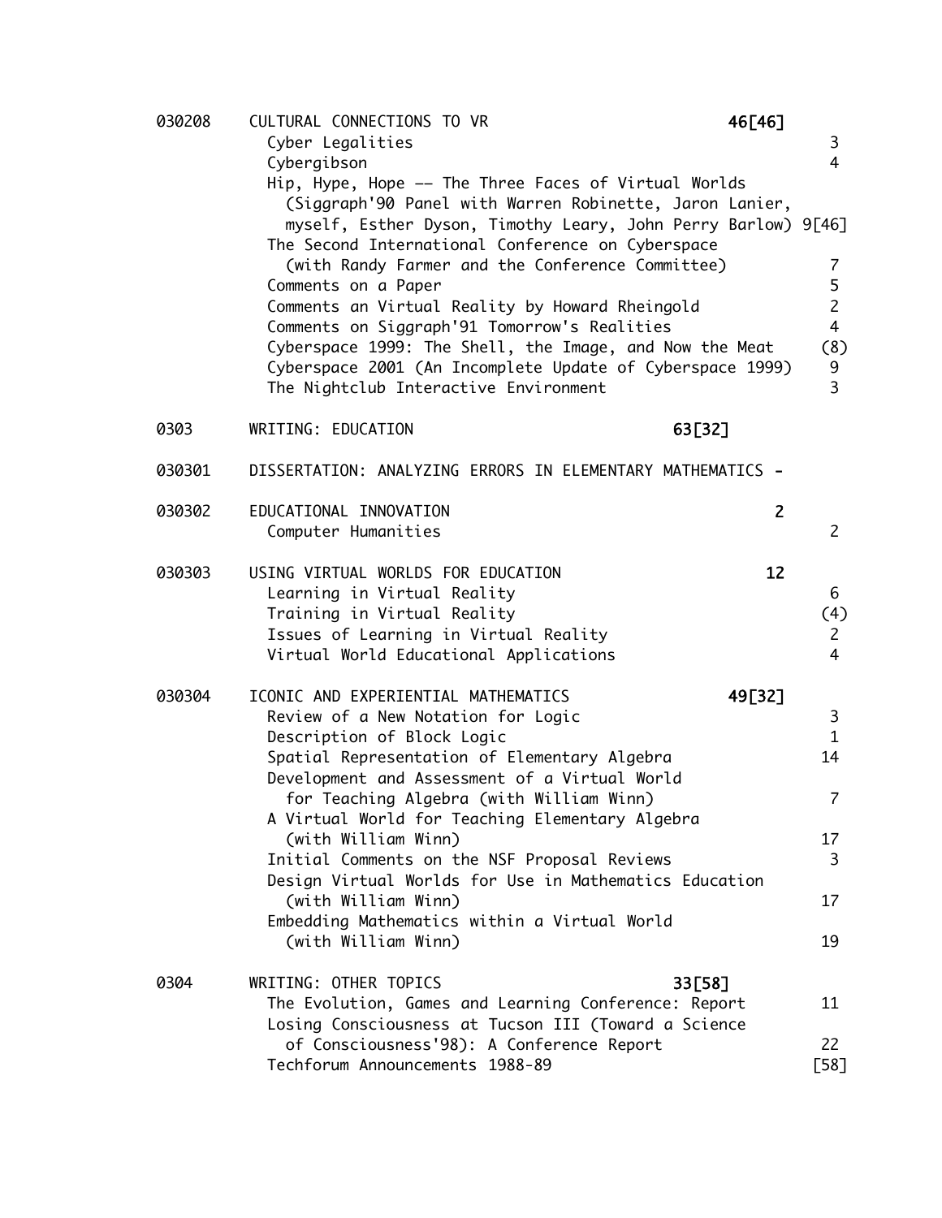| | | | |
|---|---|---|---|
| 030208 | CULTURAL CONNECTIONS TO VR | **46[46]** | |
| | Cyber Legalities | | 3 |
| | Cybergibson | | 4 |
| | Hip, Hype, Hope -- The Three Faces of Virtual Worlds (Siggraph'90 Panel with Warren Robinette, Jaron Lanier, myself, Esther Dyson, Timothy Leary, John Perry Barlow) | | 9[46] |
| | The Second International Conference on Cyberspace (with Randy Farmer and the Conference Committee) | | 7 |
| | Comments on a Paper | | 5 |
| | Comments an Virtual Reality by Howard Rheingold | | 2 |
| | Comments on Siggraph'91 Tomorrow's Realities | | 4 |
| | Cyberspace 1999: The Shell, the Image, and Now the Meat | | (8) |
| | Cyberspace 2001 (An Incomplete Update of Cyberspace 1999) | | 9 |
| | The Nightclub Interactive Environment | | 3 |
| 0303 | WRITING: EDUCATION | **63[32]** | |
| 030301 | DISSERTATION: ANALYZING ERRORS IN ELEMENTARY MATHEMATICS | **-** | |
| 030302 | EDUCATIONAL INNOVATION | **2** | |
| | Computer Humanities | | 2 |
| 030303 | USING VIRTUAL WORLDS FOR EDUCATION | **12** | |
| | Learning in Virtual Reality | | 6 |
| | Training in Virtual Reality | | (4) |
| | Issues of Learning in Virtual Reality | | 2 |
| | Virtual World Educational Applications | | 4 |
| 030304 | ICONIC AND EXPERIENTIAL MATHEMATICS | **49[32]** | |
| | Review of a New Notation for Logic | | 3 |
| | Description of Block Logic | | 1 |
| | Spatial Representation of Elementary Algebra | | 14 |
| | Development and Assessment of a Virtual World for Teaching Algebra (with William Winn) | | 7 |
| | A Virtual World for Teaching Elementary Algebra (with William Winn) | | 17 |
| | Initial Comments on the NSF Proposal Reviews | | 3 |
| | Design Virtual Worlds for Use in Mathematics Education (with William Winn) | | 17 |
| | Embedding Mathematics within a Virtual World (with William Winn) | | 19 |
| 0304 | WRITING: OTHER TOPICS | **33[58]** | |
| | The Evolution, Games and Learning Conference: Report | | 11 |
| | Losing Consciousness at Tucson III (Toward a Science of Consciousness'98): A Conference Report | | 22 |
| | Techforum Announcements 1988-89 | | [58] |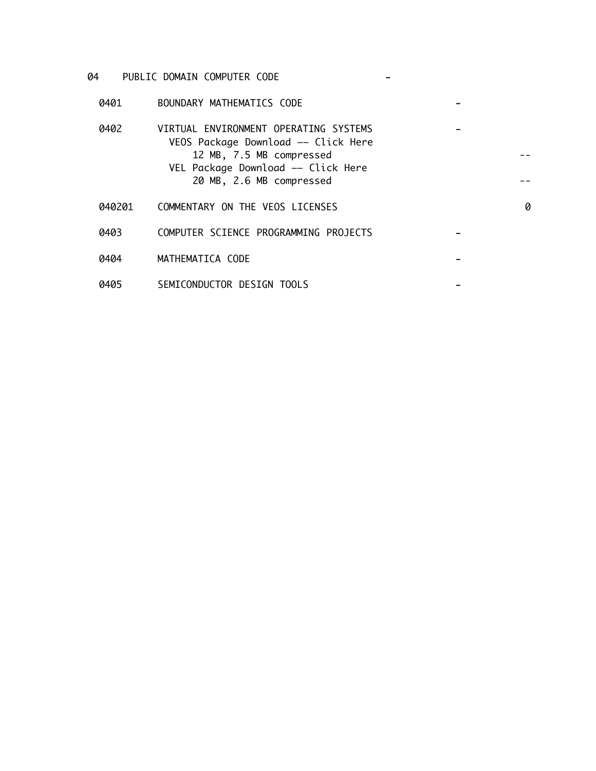```
04    PUBLIC DOMAIN COMPUTER CODE                     -

  0401      BOUNDARY MATHEMATICS CODE                             -

  0402      VIRTUAL ENVIRONMENT OPERATING SYSTEMS                 -
              VEOS Package Download -- Click Here
                  12 MB, 7.5 MB compressed                                  --
              VEL Package Download -- Click Here
                  20 MB, 2.6 MB compressed                                  --

  040201    COMMENTARY ON THE VEOS LICENSES                                  0

  0403      COMPUTER SCIENCE PROGRAMMING PROJECTS                 -

  0404      MATHEMATICA CODE                                      -

  0405      SEMICONDUCTOR DESIGN TOOLS                            -
```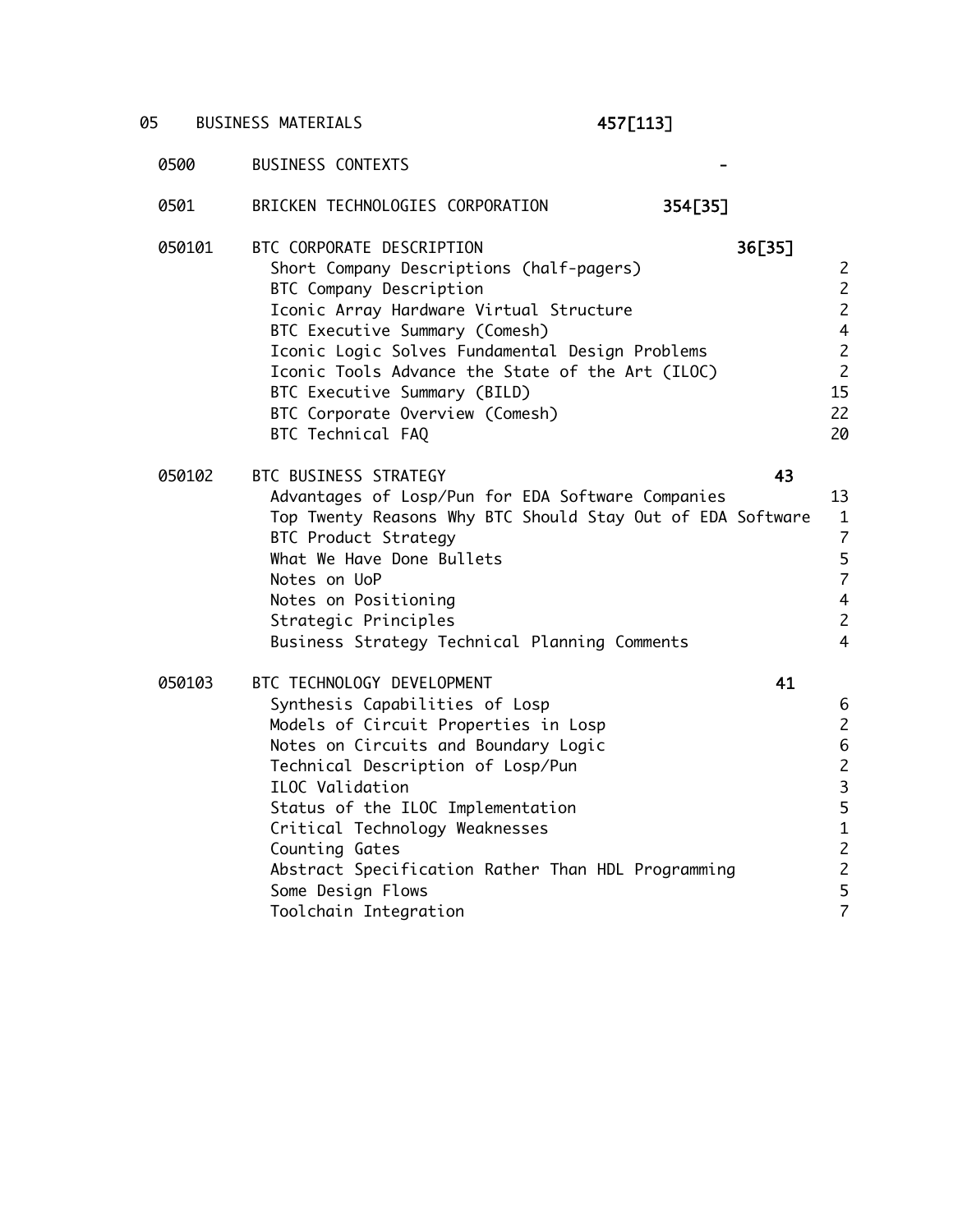| | | | | |
|---|---|---|---|---|
| 05 | BUSINESS MATERIALS | **457[113]** | | |
| 0500 | BUSINESS CONTEXTS | | - | |
| 0501 | BRICKEN TECHNOLOGIES CORPORATION | | **354[35]** | |
| 050101 | BTC CORPORATE DESCRIPTION | | **36[35]** | |
| | Short Company Descriptions (half-pagers) | | | 2 |
| | BTC Company Description | | | 2 |
| | Iconic Array Hardware Virtual Structure | | | 2 |
| | BTC Executive Summary (Comesh) | | | 4 |
| | Iconic Logic Solves Fundamental Design Problems | | | 2 |
| | Iconic Tools Advance the State of the Art (ILOC) | | | 2 |
| | BTC Executive Summary (BILD) | | | 15 |
| | BTC Corporate Overview (Comesh) | | | 22 |
| | BTC Technical FAQ | | | 20 |
| 050102 | BTC BUSINESS STRATEGY | | **43** | |
| | Advantages of Losp/Pun for EDA Software Companies | | | 13 |
| | Top Twenty Reasons Why BTC Should Stay Out of EDA Software | | | 1 |
| | BTC Product Strategy | | | 7 |
| | What We Have Done Bullets | | | 5 |
| | Notes on UoP | | | 7 |
| | Notes on Positioning | | | 4 |
| | Strategic Principles | | | 2 |
| | Business Strategy Technical Planning Comments | | | 4 |
| 050103 | BTC TECHNOLOGY DEVELOPMENT | | **41** | |
| | Synthesis Capabilities of Losp | | | 6 |
| | Models of Circuit Properties in Losp | | | 2 |
| | Notes on Circuits and Boundary Logic | | | 6 |
| | Technical Description of Losp/Pun | | | 2 |
| | ILOC Validation | | | 3 |
| | Status of the ILOC Implementation | | | 5 |
| | Critical Technology Weaknesses | | | 1 |
| | Counting Gates | | | 2 |
| | Abstract Specification Rather Than HDL Programming | | | 2 |
| | Some Design Flows | | | 5 |
| | Toolchain Integration | | | 7 |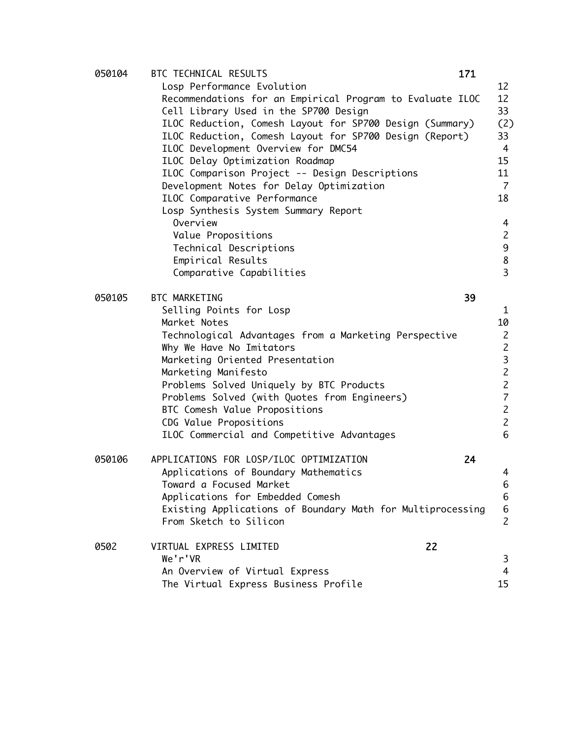| | | | |
|---|---|---|---|
| 050104 | BTC TECHNICAL RESULTS | **171** | |
| | Losp Performance Evolution | | 12 |
| | Recommendations for an Empirical Program to Evaluate ILOC | | 12 |
| | Cell Library Used in the SP700 Design | | 33 |
| | ILOC Reduction, Comesh Layout for SP700 Design (Summary) | | (2) |
| | ILOC Reduction, Comesh Layout for SP700 Design (Report) | | 33 |
| | ILOC Development Overview for DMC54 | | 4 |
| | ILOC Delay Optimization Roadmap | | 15 |
| | ILOC Comparison Project -- Design Descriptions | | 11 |
| | Development Notes for Delay Optimization | | 7 |
| | ILOC Comparative Performance | | 18 |
| | Losp Synthesis System Summary Report | | |
| | Overview | | 4 |
| | Value Propositions | | 2 |
| | Technical Descriptions | | 9 |
| | Empirical Results | | 8 |
| | Comparative Capabilities | | 3 |
| 050105 | BTC MARKETING | **39** | |
| | Selling Points for Losp | | 1 |
| | Market Notes | | 10 |
| | Technological Advantages from a Marketing Perspective | | 2 |
| | Why We Have No Imitators | | 2 |
| | Marketing Oriented Presentation | | 3 |
| | Marketing Manifesto | | 2 |
| | Problems Solved Uniquely by BTC Products | | 2 |
| | Problems Solved (with Quotes from Engineers) | | 7 |
| | BTC Comesh Value Propositions | | 2 |
| | CDG Value Propositions | | 2 |
| | ILOC Commercial and Competitive Advantages | | 6 |
| 050106 | APPLICATIONS FOR LOSP/ILOC OPTIMIZATION | **24** | |
| | Applications of Boundary Mathematics | | 4 |
| | Toward a Focused Market | | 6 |
| | Applications for Embedded Comesh | | 6 |
| | Existing Applications of Boundary Math for Multiprocessing | | 6 |
| | From Sketch to Silicon | | 2 |
| 0502 | VIRTUAL EXPRESS LIMITED | **22** | |
| | We'r'VR | | 3 |
| | An Overview of Virtual Express | | 4 |
| | The Virtual Express Business Profile | | 15 |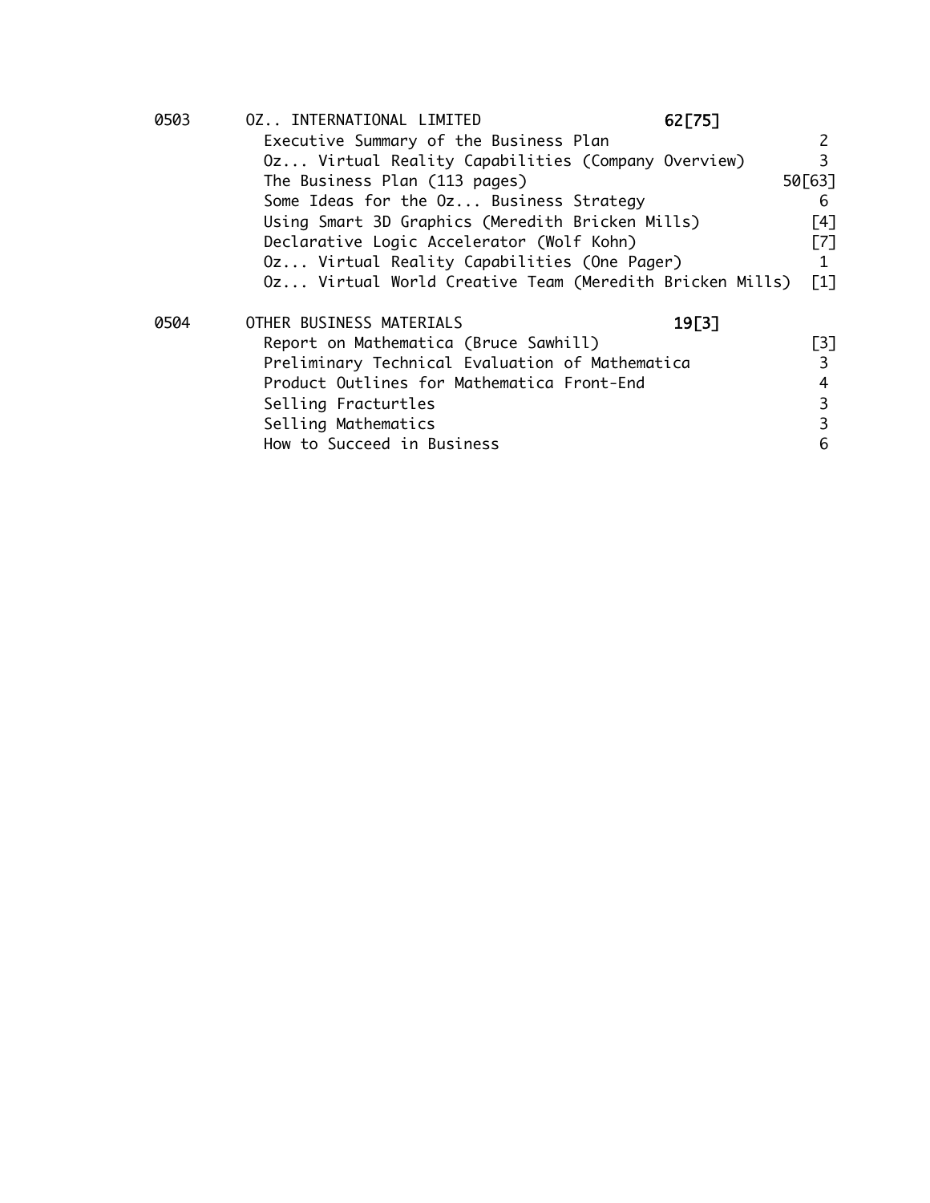| | | | |
|---|---|---|---|
| 0503 | OZ.. INTERNATIONAL LIMITED | **62[75]** | |
| | Executive Summary of the Business Plan | | 2 |
| | Oz... Virtual Reality Capabilities (Company Overview) | | 3 |
| | The Business Plan (113 pages) | | 50[63] |
| | Some Ideas for the Oz... Business Strategy | | 6 |
| | Using Smart 3D Graphics (Meredith Bricken Mills) | | [4] |
| | Declarative Logic Accelerator (Wolf Kohn) | | [7] |
| | Oz... Virtual Reality Capabilities (One Pager) | | 1 |
| | Oz... Virtual World Creative Team (Meredith Bricken Mills) | | [1] |
| 0504 | OTHER BUSINESS MATERIALS | **19[3]** | |
| | Report on Mathematica (Bruce Sawhill) | | [3] |
| | Preliminary Technical Evaluation of Mathematica | | 3 |
| | Product Outlines for Mathematica Front-End | | 4 |
| | Selling Fracturtles | | 3 |
| | Selling Mathematics | | 3 |
| | How to Succeed in Business | | 6 |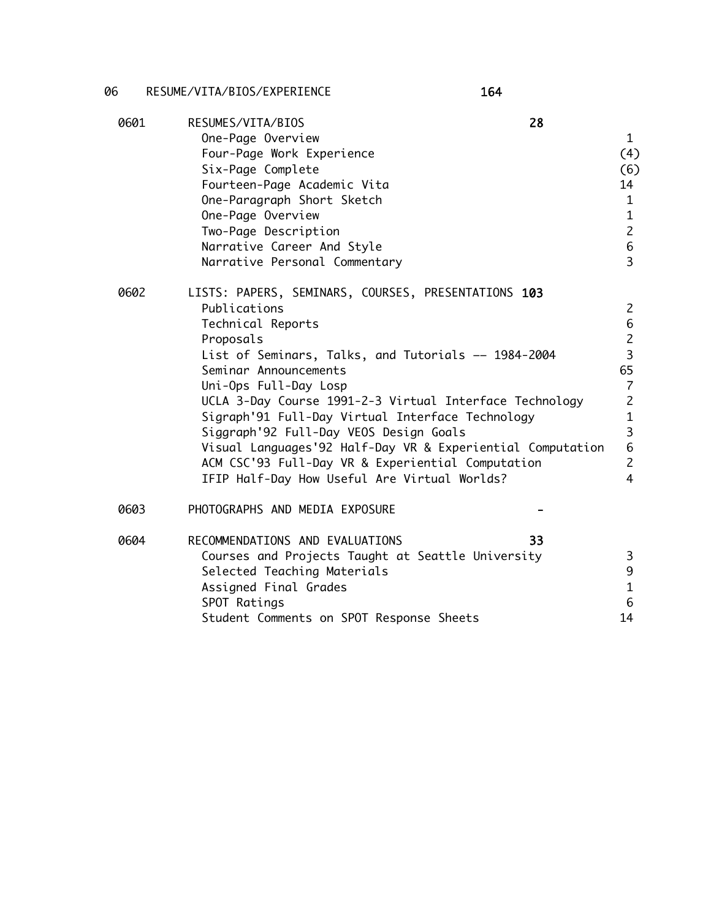| | | | |
|---|---|---|---|
| 06 | RESUME/VITA/BIOS/EXPERIENCE | 164 | |
| 0601 | RESUMES/VITA/BIOS | 28 | |
| | One-Page Overview | | 1 |
| | Four-Page Work Experience | | (4) |
| | Six-Page Complete | | (6) |
| | Fourteen-Page Academic Vita | | 14 |
| | One-Paragraph Short Sketch | | 1 |
| | One-Page Overview | | 1 |
| | Two-Page Description | | 2 |
| | Narrative Career And Style | | 6 |
| | Narrative Personal Commentary | | 3 |
| 0602 | LISTS: PAPERS, SEMINARS, COURSES, PRESENTATIONS | 103 | |
| | Publications | | 2 |
| | Technical Reports | | 6 |
| | Proposals | | 2 |
| | List of Seminars, Talks, and Tutorials -- 1984-2004 | | 3 |
| | Seminar Announcements | | 65 |
| | Uni-Ops Full-Day Losp | | 7 |
| | UCLA 3-Day Course 1991-2-3 Virtual Interface Technology | | 2 |
| | Sigraph'91 Full-Day Virtual Interface Technology | | 1 |
| | Siggraph'92 Full-Day VEOS Design Goals | | 3 |
| | Visual Languages'92 Half-Day VR & Experiential Computation | | 6 |
| | ACM CSC'93 Full-Day VR & Experiential Computation | | 2 |
| | IFIP Half-Day How Useful Are Virtual Worlds? | | 4 |
| 0603 | PHOTOGRAPHS AND MEDIA EXPOSURE | - | |
| 0604 | RECOMMENDATIONS AND EVALUATIONS | 33 | |
| | Courses and Projects Taught at Seattle University | | 3 |
| | Selected Teaching Materials | | 9 |
| | Assigned Final Grades | | 1 |
| | SPOT Ratings | | 6 |
| | Student Comments on SPOT Response Sheets | | 14 |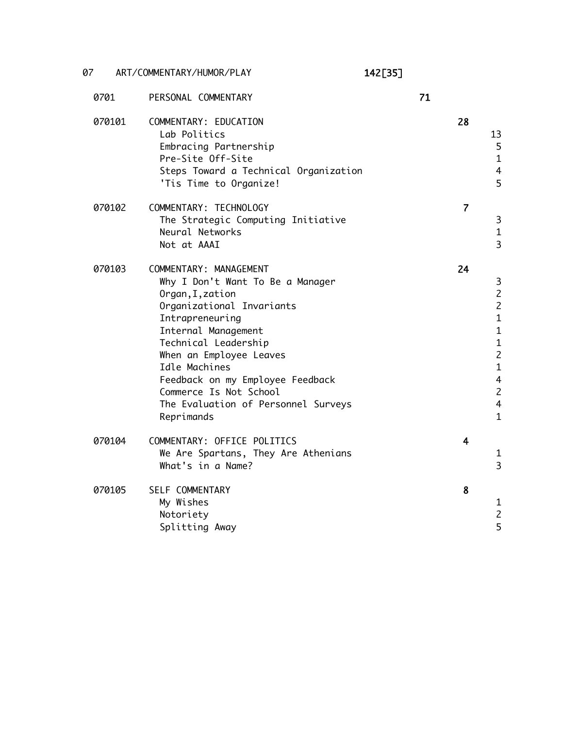| Code | Title | | | |
|---|---|---|---|---|
| 07 | ART/COMMENTARY/HUMOR/PLAY | **142[35]** | | |
| 0701 | PERSONAL COMMENTARY | | **71** | |
| 070101 | COMMENTARY: EDUCATION | | | **28** |
| | Lab Politics | | | 13 |
| | Embracing Partnership | | | 5 |
| | Pre-Site Off-Site | | | 1 |
| | Steps Toward a Technical Organization | | | 4 |
| | 'Tis Time to Organize! | | | 5 |
| 070102 | COMMENTARY: TECHNOLOGY | | | **7** |
| | The Strategic Computing Initiative | | | 3 |
| | Neural Networks | | | 1 |
| | Not at AAAI | | | 3 |
| 070103 | COMMENTARY: MANAGEMENT | | | **24** |
| | Why I Don't Want To Be a Manager | | | 3 |
| | Organ,I,zation | | | 2 |
| | Organizational Invariants | | | 2 |
| | Intrapreneuring | | | 1 |
| | Internal Management | | | 1 |
| | Technical Leadership | | | 1 |
| | When an Employee Leaves | | | 2 |
| | Idle Machines | | | 1 |
| | Feedback on my Employee Feedback | | | 4 |
| | Commerce Is Not School | | | 2 |
| | The Evaluation of Personnel Surveys | | | 4 |
| | Reprimands | | | 1 |
| 070104 | COMMENTARY: OFFICE POLITICS | | | **4** |
| | We Are Spartans, They Are Athenians | | | 1 |
| | What's in a Name? | | | 3 |
| 070105 | SELF COMMENTARY | | | **8** |
| | My Wishes | | | 1 |
| | Notoriety | | | 2 |
| | Splitting Away | | | 5 |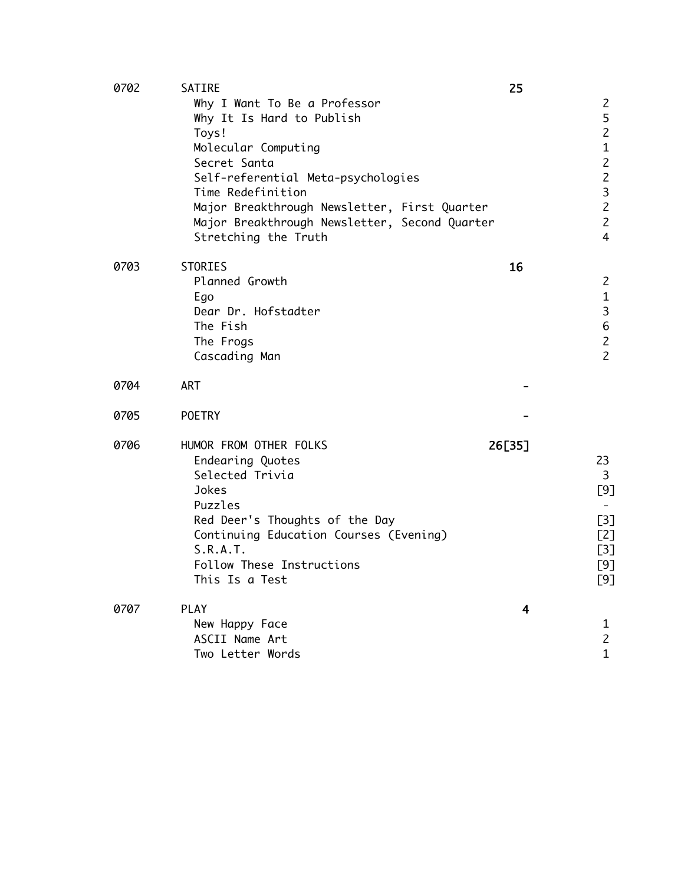| | | | |
|---|---|---|---|
| 0702 | SATIRE | **25** | |
| | Why I Want To Be a Professor | | 2 |
| | Why It Is Hard to Publish | | 5 |
| | Toys! | | 2 |
| | Molecular Computing | | 1 |
| | Secret Santa | | 2 |
| | Self-referential Meta-psychologies | | 2 |
| | Time Redefinition | | 3 |
| | Major Breakthrough Newsletter, First Quarter | | 2 |
| | Major Breakthrough Newsletter, Second Quarter | | 2 |
| | Stretching the Truth | | 4 |
| 0703 | STORIES | **16** | |
| | Planned Growth | | 2 |
| | Ego | | 1 |
| | Dear Dr. Hofstadter | | 3 |
| | The Fish | | 6 |
| | The Frogs | | 2 |
| | Cascading Man | | 2 |
| 0704 | ART | **-** | |
| 0705 | POETRY | **-** | |
| 0706 | HUMOR FROM OTHER FOLKS | **26[35]** | |
| | Endearing Quotes | | 23 |
| | Selected Trivia | | 3 |
| | Jokes | | [9] |
| | Puzzles | | - |
| | Red Deer's Thoughts of the Day | | [3] |
| | Continuing Education Courses (Evening) | | [2] |
| | S.R.A.T. | | [3] |
| | Follow These Instructions | | [9] |
| | This Is a Test | | [9] |
| 0707 | PLAY | **4** | |
| | New Happy Face | | 1 |
| | ASCII Name Art | | 2 |
| | Two Letter Words | | 1 |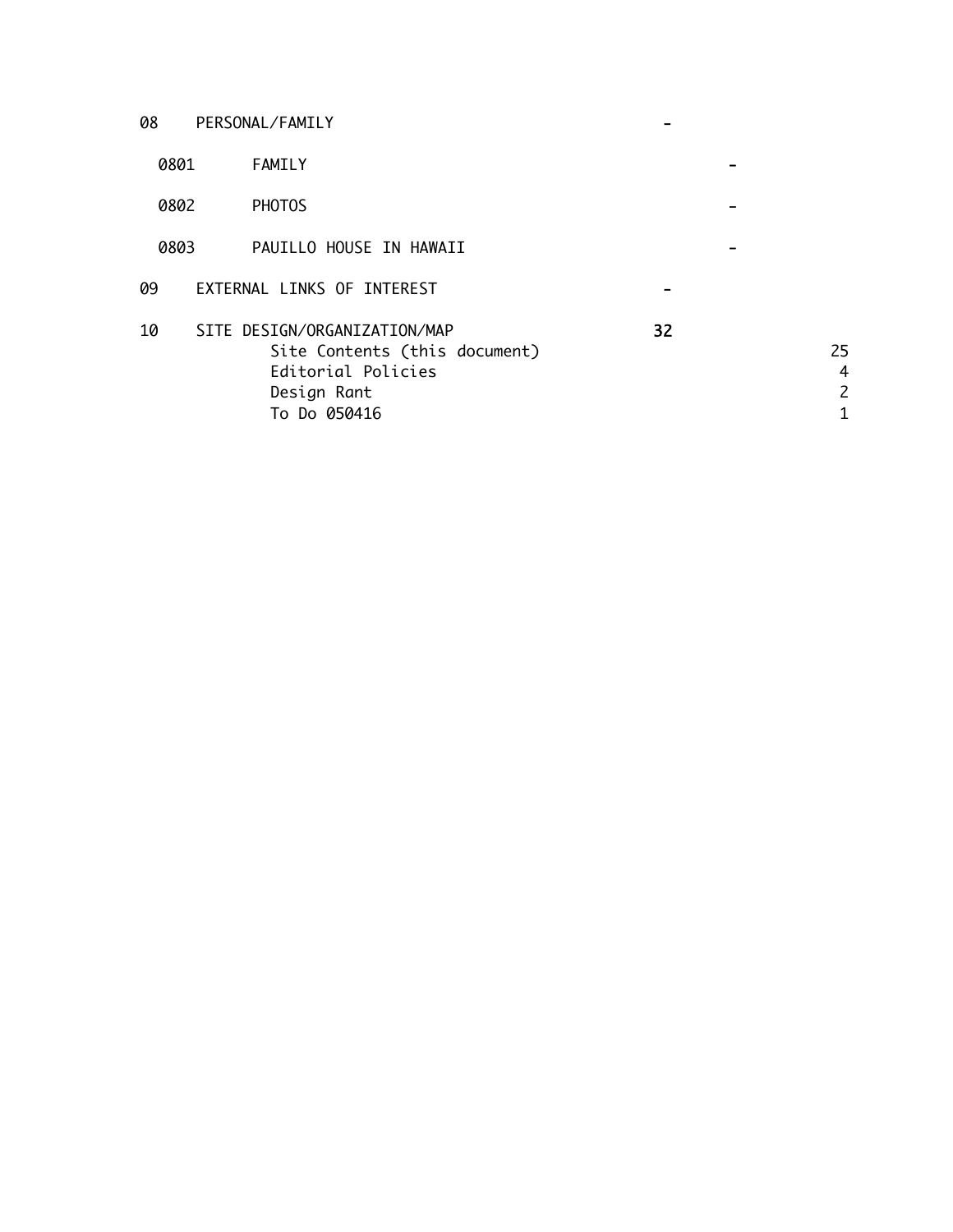| | | | | |
|---|---|---|---|---|
| 08 | PERSONAL/FAMILY | - | | |
| 0801 | FAMILY | | - | |
| 0802 | PHOTOS | | - | |
| 0803 | PAUILLO HOUSE IN HAWAII | | - | |
| 09 | EXTERNAL LINKS OF INTEREST | - | | |
| 10 | SITE DESIGN/ORGANIZATION/MAP | **32** | | |
| | Site Contents (this document) | | | 25 |
| | Editorial Policies | | | 4 |
| | Design Rant | | | 2 |
| | To Do 050416 | | | 1 |